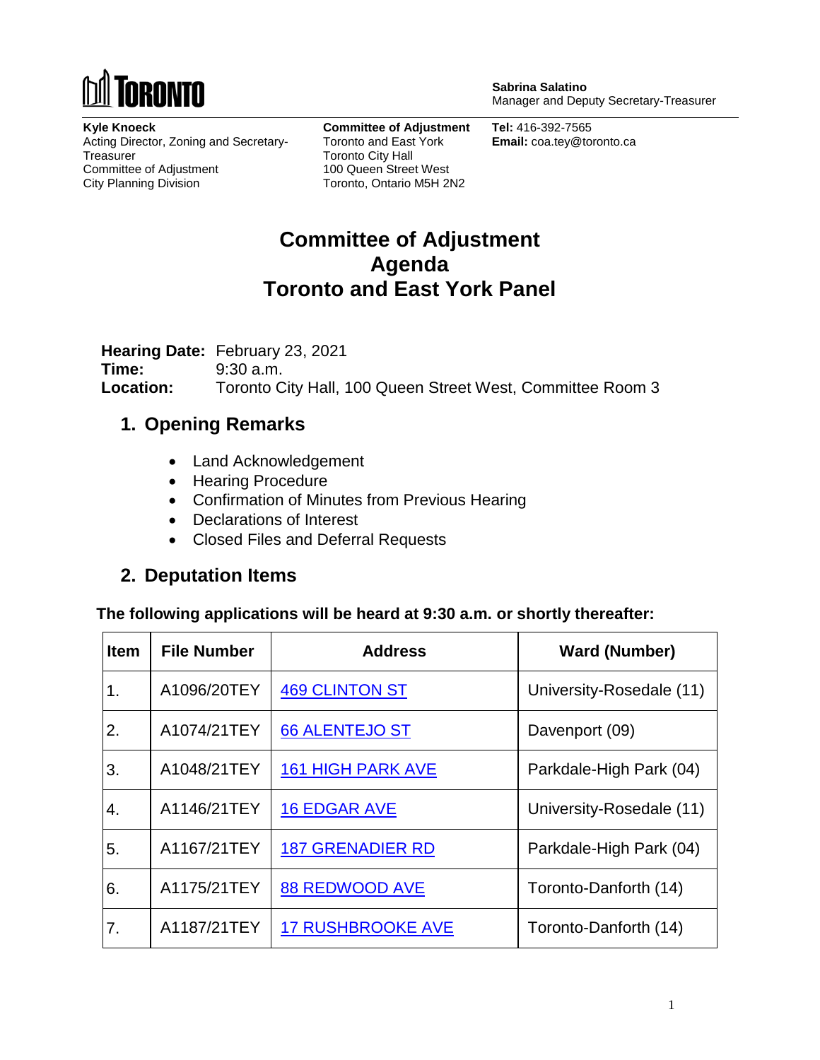TORONTO

**Sabrina Salatino**
Manager and Deputy Secretary-Treasurer

**Kyle Knoeck**
Acting Director, Zoning and Secretary-Treasurer
Committee of Adjustment
City Planning Division

**Committee of Adjustment**
Toronto and East York
Toronto City Hall
100 Queen Street West
Toronto, Ontario M5H 2N2

**Tel:** 416-392-7565
**Email:** coa.tey@toronto.ca

# Committee of Adjustment Agenda Toronto and East York Panel

**Hearing Date:** February 23, 2021
**Time:** 9:30 a.m.
**Location:** Toronto City Hall, 100 Queen Street West, Committee Room 3

## 1. Opening Remarks

- Land Acknowledgement
- Hearing Procedure
- Confirmation of Minutes from Previous Hearing
- Declarations of Interest
- Closed Files and Deferral Requests

## 2. Deputation Items

**The following applications will be heard at 9:30 a.m. or shortly thereafter:**

| Item | File Number | Address | Ward (Number) |
|---|---|---|---|
| 1. | A1096/20TEY | 469 CLINTON ST | University-Rosedale (11) |
| 2. | A1074/21TEY | 66 ALENTEJO ST | Davenport (09) |
| 3. | A1048/21TEY | 161 HIGH PARK AVE | Parkdale-High Park (04) |
| 4. | A1146/21TEY | 16 EDGAR AVE | University-Rosedale (11) |
| 5. | A1167/21TEY | 187 GRENADIER RD | Parkdale-High Park (04) |
| 6. | A1175/21TEY | 88 REDWOOD AVE | Toronto-Danforth (14) |
| 7. | A1187/21TEY | 17 RUSHBROOKE AVE | Toronto-Danforth (14) |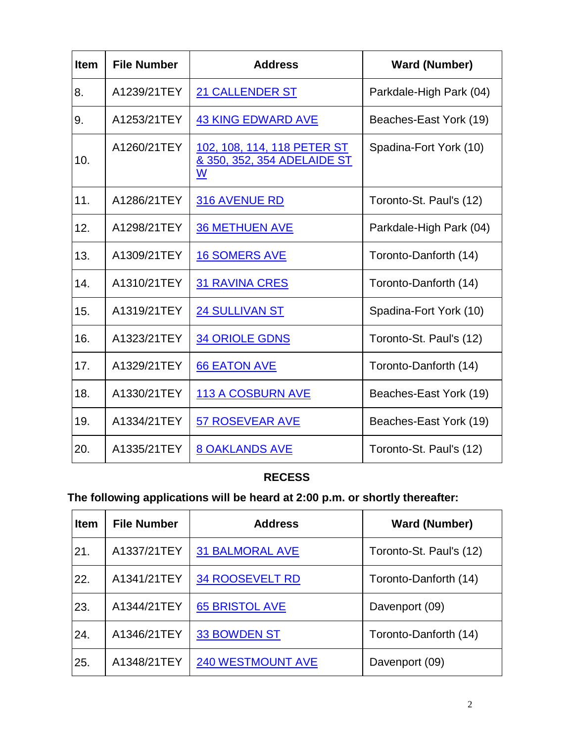| Item | File Number | Address | Ward (Number) |
|---|---|---|---|
| 8. | A1239/21TEY | 21 CALLENDER ST | Parkdale-High Park (04) |
| 9. | A1253/21TEY | 43 KING EDWARD AVE | Beaches-East York (19) |
| 10. | A1260/21TEY | 102, 108, 114, 118 PETER ST & 350, 352, 354 ADELAIDE ST W | Spadina-Fort York (10) |
| 11. | A1286/21TEY | 316 AVENUE RD | Toronto-St. Paul's (12) |
| 12. | A1298/21TEY | 36 METHUEN AVE | Parkdale-High Park (04) |
| 13. | A1309/21TEY | 16 SOMERS AVE | Toronto-Danforth (14) |
| 14. | A1310/21TEY | 31 RAVINA CRES | Toronto-Danforth (14) |
| 15. | A1319/21TEY | 24 SULLIVAN ST | Spadina-Fort York (10) |
| 16. | A1323/21TEY | 34 ORIOLE GDNS | Toronto-St. Paul's (12) |
| 17. | A1329/21TEY | 66 EATON AVE | Toronto-Danforth (14) |
| 18. | A1330/21TEY | 113 A COSBURN AVE | Beaches-East York (19) |
| 19. | A1334/21TEY | 57 ROSEVEAR AVE | Beaches-East York (19) |
| 20. | A1335/21TEY | 8 OAKLANDS AVE | Toronto-St. Paul's (12) |

**RECESS**

**The following applications will be heard at 2:00 p.m. or shortly thereafter:**

| Item | File Number | Address | Ward (Number) |
|---|---|---|---|
| 21. | A1337/21TEY | 31 BALMORAL AVE | Toronto-St. Paul's (12) |
| 22. | A1341/21TEY | 34 ROOSEVELT RD | Toronto-Danforth (14) |
| 23. | A1344/21TEY | 65 BRISTOL AVE | Davenport (09) |
| 24. | A1346/21TEY | 33 BOWDEN ST | Toronto-Danforth (14) |
| 25. | A1348/21TEY | 240 WESTMOUNT AVE | Davenport (09) |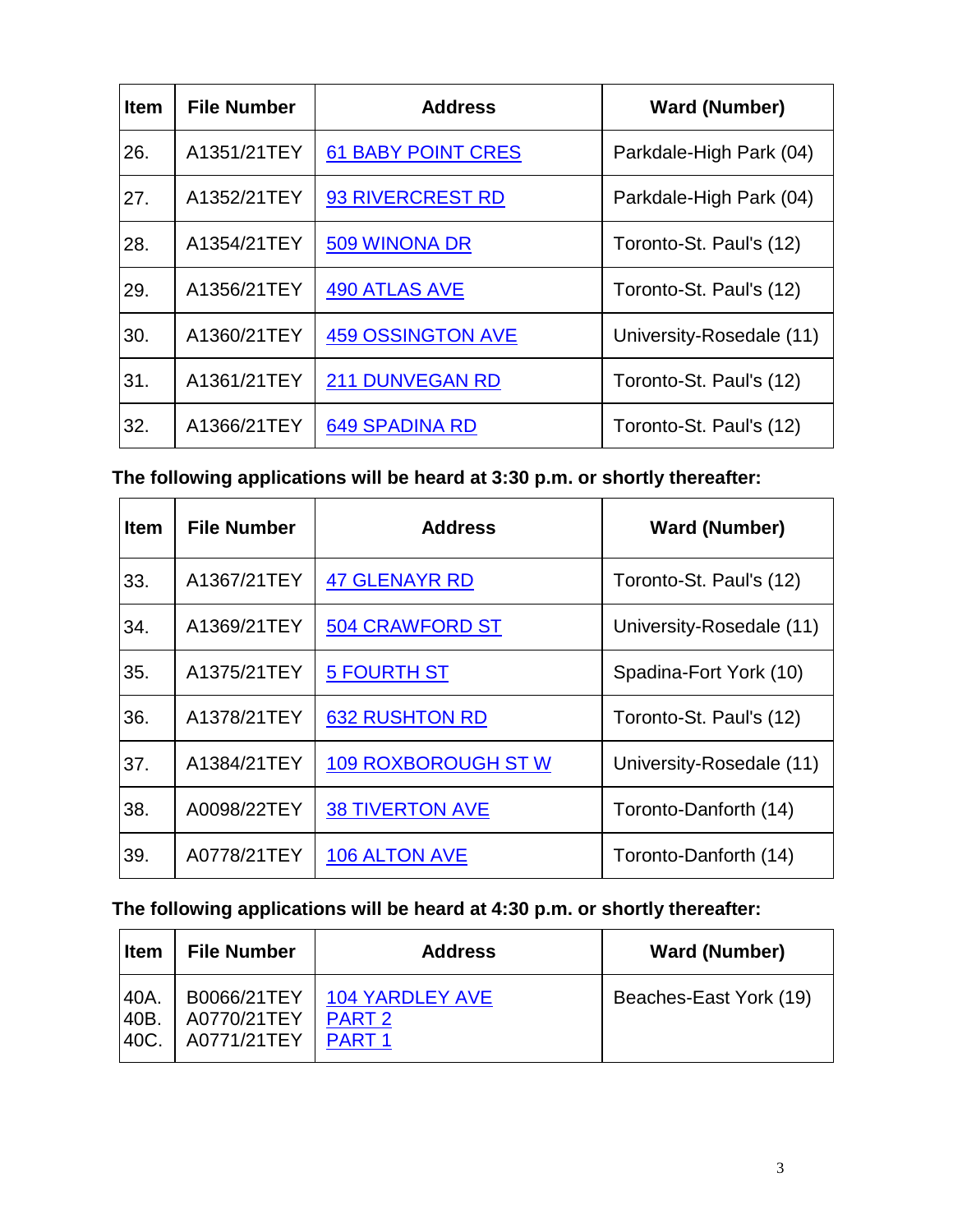| Item | File Number | Address | Ward (Number) |
|---|---|---|---|
| 26. | A1351/21TEY | 61 BABY POINT CRES | Parkdale-High Park (04) |
| 27. | A1352/21TEY | 93 RIVERCREST RD | Parkdale-High Park (04) |
| 28. | A1354/21TEY | 509 WINONA DR | Toronto-St. Paul's (12) |
| 29. | A1356/21TEY | 490 ATLAS AVE | Toronto-St. Paul's (12) |
| 30. | A1360/21TEY | 459 OSSINGTON AVE | University-Rosedale (11) |
| 31. | A1361/21TEY | 211 DUNVEGAN RD | Toronto-St. Paul's (12) |
| 32. | A1366/21TEY | 649 SPADINA RD | Toronto-St. Paul's (12) |

**The following applications will be heard at 3:30 p.m. or shortly thereafter:**

| Item | File Number | Address | Ward (Number) |
|---|---|---|---|
| 33. | A1367/21TEY | 47 GLENAYR RD | Toronto-St. Paul's (12) |
| 34. | A1369/21TEY | 504 CRAWFORD ST | University-Rosedale (11) |
| 35. | A1375/21TEY | 5 FOURTH ST | Spadina-Fort York (10) |
| 36. | A1378/21TEY | 632 RUSHTON RD | Toronto-St. Paul's (12) |
| 37. | A1384/21TEY | 109 ROXBOROUGH ST W | University-Rosedale (11) |
| 38. | A0098/22TEY | 38 TIVERTON AVE | Toronto-Danforth (14) |
| 39. | A0778/21TEY | 106 ALTON AVE | Toronto-Danforth (14) |

**The following applications will be heard at 4:30 p.m. or shortly thereafter:**

| Item | File Number | Address | Ward (Number) |
|---|---|---|---|
| 40A.<br>40B.<br>40C. | B0066/21TEY<br>A0770/21TEY<br>A0771/21TEY | 104 YARDLEY AVE<br>PART 2<br>PART 1 | Beaches-East York (19) |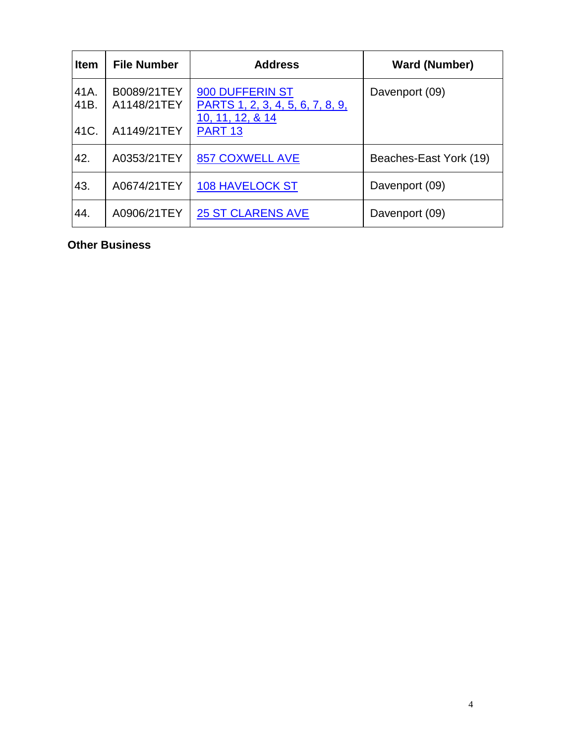| Item | File Number | Address | Ward (Number) |
|---|---|---|---|
| 41A.<br>41B.<br><br>41C. | B0089/21TEY<br>A1148/21TEY<br><br>A1149/21TEY | 900 DUFFERIN ST<br>PARTS 1, 2, 3, 4, 5, 6, 7, 8, 9, 10, 11, 12, & 14<br>PART 13 | Davenport (09) |
| 42. | A0353/21TEY | 857 COXWELL AVE | Beaches-East York (19) |
| 43. | A0674/21TEY | 108 HAVELOCK ST | Davenport (09) |
| 44. | A0906/21TEY | 25 ST CLARENS AVE | Davenport (09) |

**Other Business**